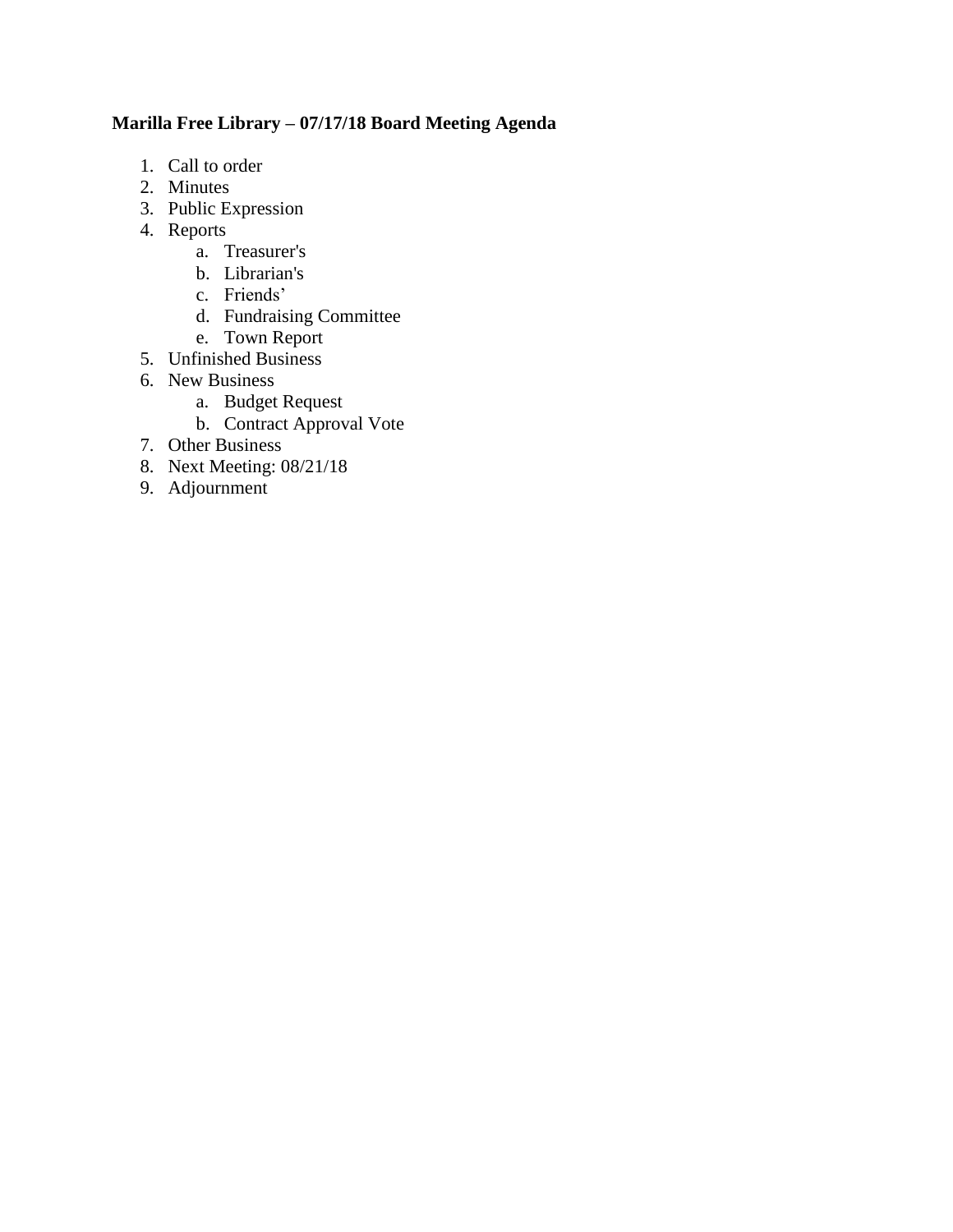**Marilla Free Library – 07/17/18 Board Meeting Agenda**

1. Call to order
2. Minutes
3. Public Expression
4. Reports
    a. Treasurer's
    b. Librarian's
    c. Friends’
    d. Fundraising Committee
    e. Town Report
5. Unfinished Business
6. New Business
    a. Budget Request
    b. Contract Approval Vote
7. Other Business
8. Next Meeting: 08/21/18
9. Adjournment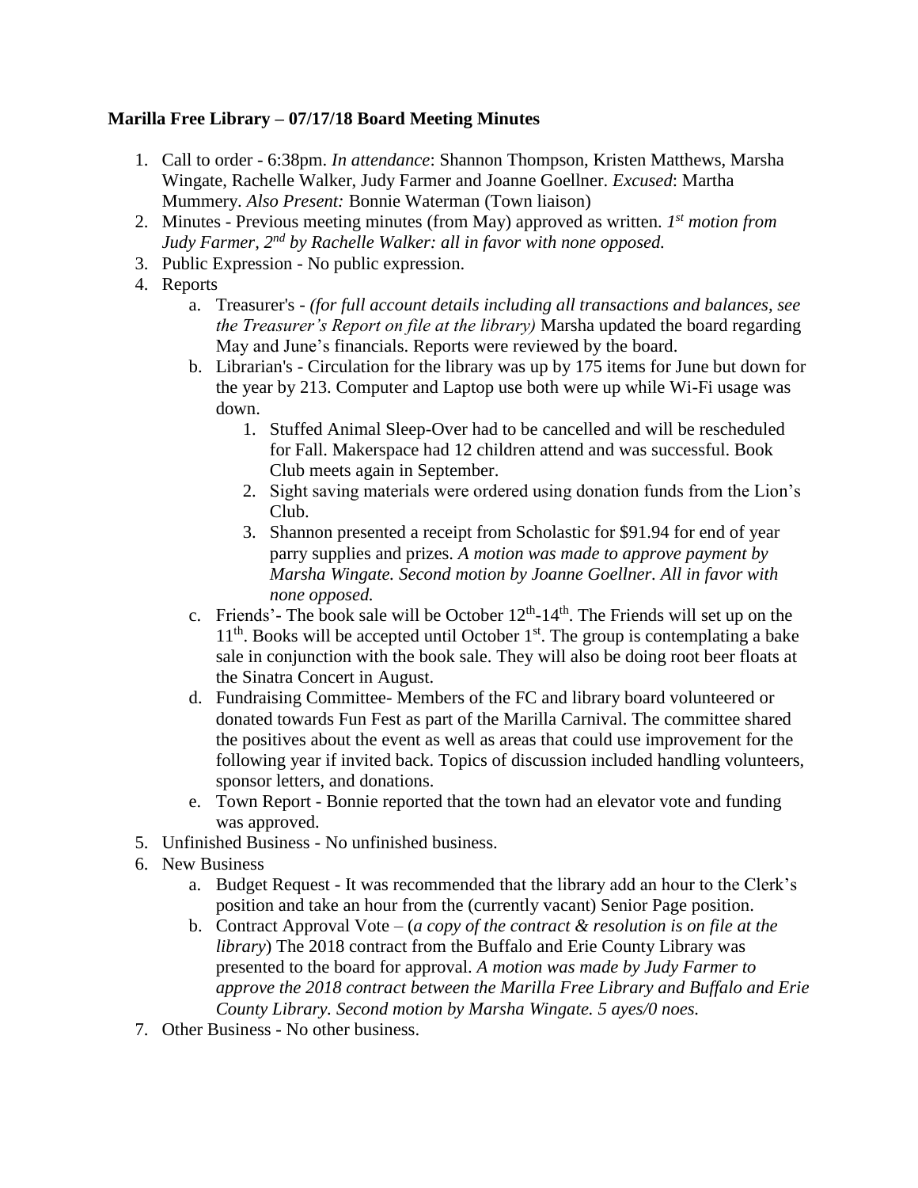**Marilla Free Library – 07/17/18 Board Meeting Minutes**

1. Call to order - 6:38pm. *In attendance*: Shannon Thompson, Kristen Matthews, Marsha Wingate, Rachelle Walker, Judy Farmer and Joanne Goellner. *Excused*: Martha Mummery. *Also Present:* Bonnie Waterman (Town liaison)
2. Minutes - Previous meeting minutes (from May) approved as written. *1st motion from Judy Farmer, 2nd by Rachelle Walker: all in favor with none opposed.*
3. Public Expression - No public expression.
4. Reports
   a. Treasurer's - *(for full account details including all transactions and balances, see the Treasurer's Report on file at the library)* Marsha updated the board regarding May and June's financials. Reports were reviewed by the board.
   b. Librarian's - Circulation for the library was up by 175 items for June but down for the year by 213. Computer and Laptop use both were up while Wi-Fi usage was down.
      1. Stuffed Animal Sleep-Over had to be cancelled and will be rescheduled for Fall. Makerspace had 12 children attend and was successful. Book Club meets again in September.
      2. Sight saving materials were ordered using donation funds from the Lion's Club.
      3. Shannon presented a receipt from Scholastic for $91.94 for end of year parry supplies and prizes. *A motion was made to approve payment by Marsha Wingate. Second motion by Joanne Goellner. All in favor with none opposed.*
   c. Friends'- The book sale will be October 12th-14th. The Friends will set up on the 11th. Books will be accepted until October 1st. The group is contemplating a bake sale in conjunction with the book sale. They will also be doing root beer floats at the Sinatra Concert in August.
   d. Fundraising Committee- Members of the FC and library board volunteered or donated towards Fun Fest as part of the Marilla Carnival. The committee shared the positives about the event as well as areas that could use improvement for the following year if invited back. Topics of discussion included handling volunteers, sponsor letters, and donations.
   e. Town Report - Bonnie reported that the town had an elevator vote and funding was approved.
5. Unfinished Business - No unfinished business.
6. New Business
   a. Budget Request - It was recommended that the library add an hour to the Clerk's position and take an hour from the (currently vacant) Senior Page position.
   b. Contract Approval Vote – (*a copy of the contract & resolution is on file at the library*) The 2018 contract from the Buffalo and Erie County Library was presented to the board for approval. *A motion was made by Judy Farmer to approve the 2018 contract between the Marilla Free Library and Buffalo and Erie County Library. Second motion by Marsha Wingate. 5 ayes/0 noes.*
7. Other Business - No other business.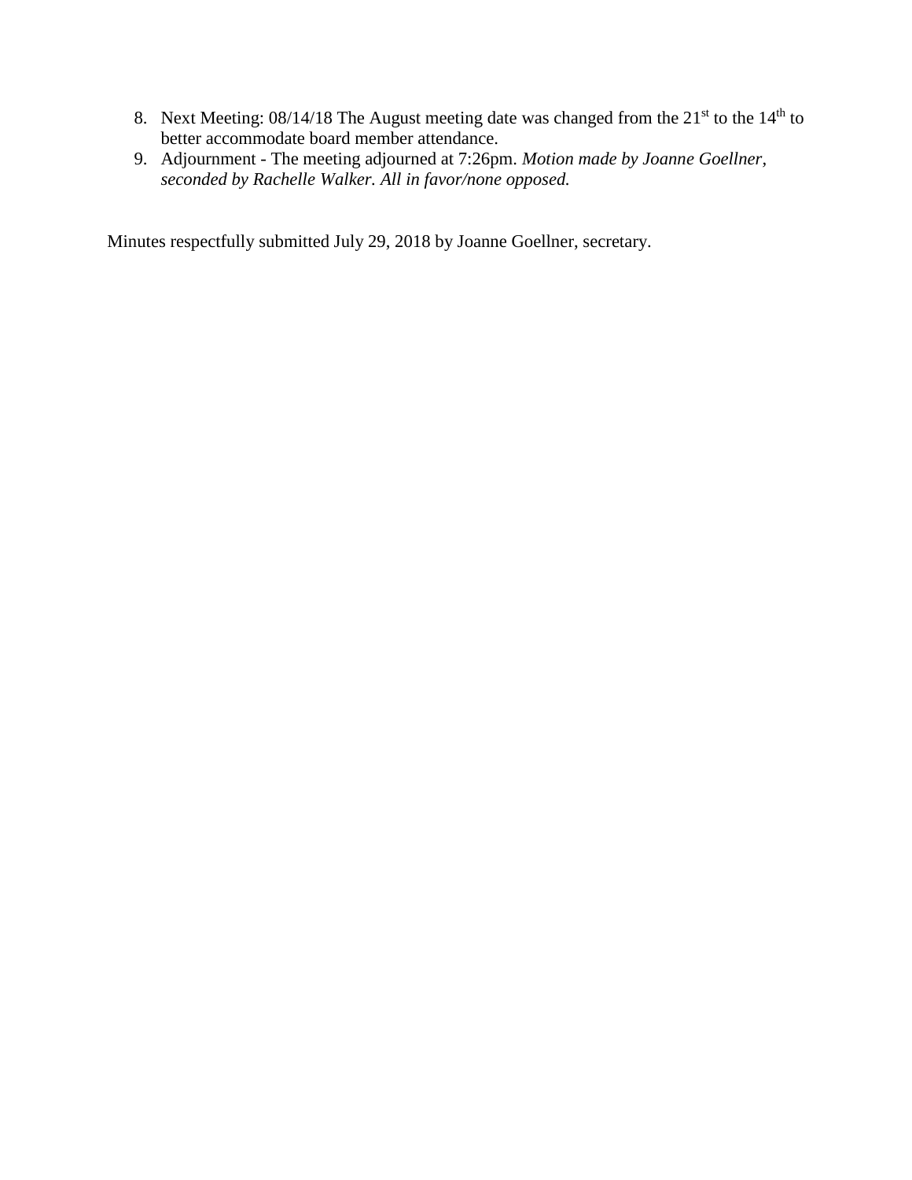8. Next Meeting: 08/14/18 The August meeting date was changed from the 21st to the 14th to better accommodate board member attendance.
9. Adjournment - The meeting adjourned at 7:26pm. *Motion made by Joanne Goellner, seconded by Rachelle Walker. All in favor/none opposed.*

Minutes respectfully submitted July 29, 2018 by Joanne Goellner, secretary.